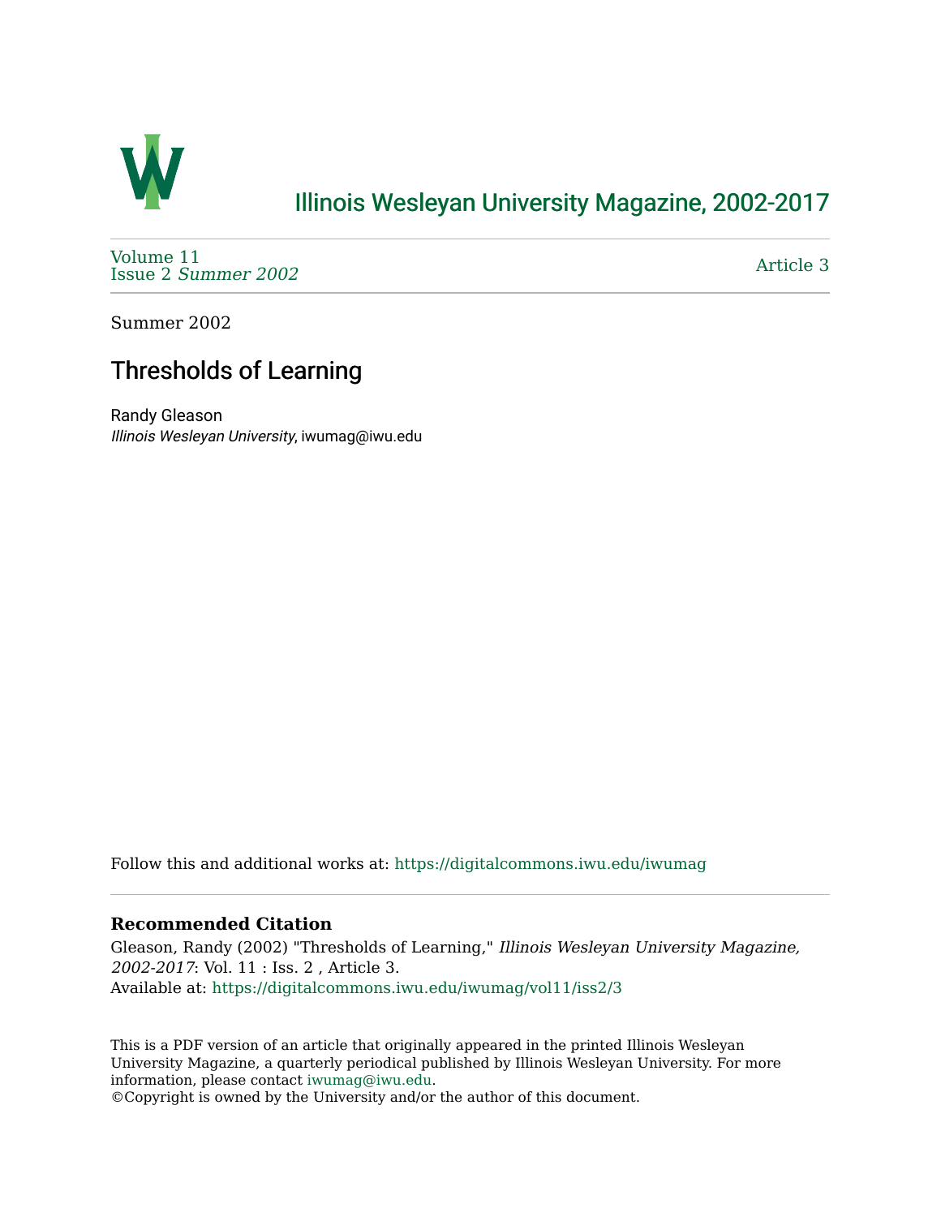# Illinois Wesleyan University Magazine, 2002-2017

Volume 11
Issue 2 *Summer 2002*

Article 3

Summer 2002

## Thresholds of Learning

Randy Gleason
*Illinois Wesleyan University*, iwumag@iwu.edu

Follow this and additional works at: https://digitalcommons.iwu.edu/iwumag

### Recommended Citation

Gleason, Randy (2002) "Thresholds of Learning," *Illinois Wesleyan University Magazine, 2002-2017*: Vol. 11 : Iss. 2 , Article 3.
Available at: https://digitalcommons.iwu.edu/iwumag/vol11/iss2/3

This is a PDF version of an article that originally appeared in the printed Illinois Wesleyan University Magazine, a quarterly periodical published by Illinois Wesleyan University. For more information, please contact iwumag@iwu.edu.
©Copyright is owned by the University and/or the author of this document.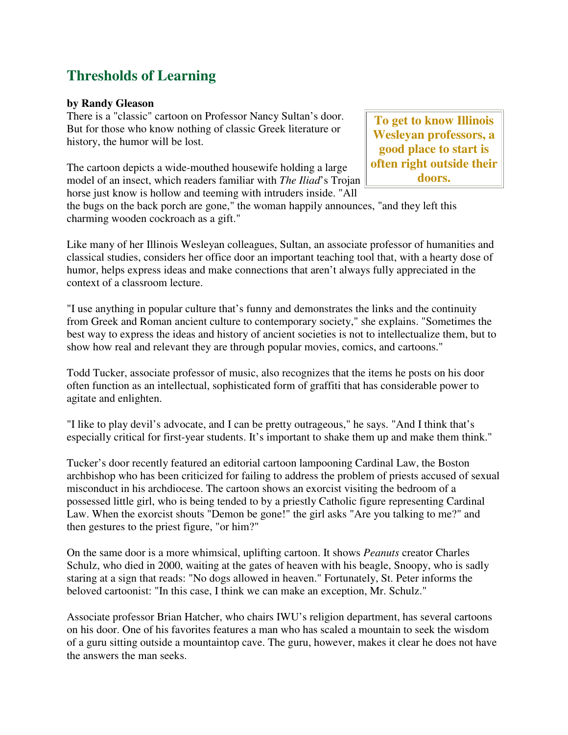## Thresholds of Learning

**by Randy Gleason**

> **To get to know Illinois Wesleyan professors, a good place to start is often right outside their doors.**

There is a "classic" cartoon on Professor Nancy Sultan's door. But for those who know nothing of classic Greek literature or history, the humor will be lost.

The cartoon depicts a wide-mouthed housewife holding a large model of an insect, which readers familiar with *The Iliad*'s Trojan horse just know is hollow and teeming with intruders inside. "All the bugs on the back porch are gone," the woman happily announces, "and they left this charming wooden cockroach as a gift."

Like many of her Illinois Wesleyan colleagues, Sultan, an associate professor of humanities and classical studies, considers her office door an important teaching tool that, with a hearty dose of humor, helps express ideas and make connections that aren't always fully appreciated in the context of a classroom lecture.

"I use anything in popular culture that's funny and demonstrates the links and the continuity from Greek and Roman ancient culture to contemporary society," she explains. "Sometimes the best way to express the ideas and history of ancient societies is not to intellectualize them, but to show how real and relevant they are through popular movies, comics, and cartoons."

Todd Tucker, associate professor of music, also recognizes that the items he posts on his door often function as an intellectual, sophisticated form of graffiti that has considerable power to agitate and enlighten.

"I like to play devil's advocate, and I can be pretty outrageous," he says. "And I think that's especially critical for first-year students. It's important to shake them up and make them think."

Tucker's door recently featured an editorial cartoon lampooning Cardinal Law, the Boston archbishop who has been criticized for failing to address the problem of priests accused of sexual misconduct in his archdiocese. The cartoon shows an exorcist visiting the bedroom of a possessed little girl, who is being tended to by a priestly Catholic figure representing Cardinal Law. When the exorcist shouts "Demon be gone!" the girl asks "Are you talking to me?" and then gestures to the priest figure, "or him?"

On the same door is a more whimsical, uplifting cartoon. It shows *Peanuts* creator Charles Schulz, who died in 2000, waiting at the gates of heaven with his beagle, Snoopy, who is sadly staring at a sign that reads: "No dogs allowed in heaven." Fortunately, St. Peter informs the beloved cartoonist: "In this case, I think we can make an exception, Mr. Schulz."

Associate professor Brian Hatcher, who chairs IWU's religion department, has several cartoons on his door. One of his favorites features a man who has scaled a mountain to seek the wisdom of a guru sitting outside a mountaintop cave. The guru, however, makes it clear he does not have the answers the man seeks.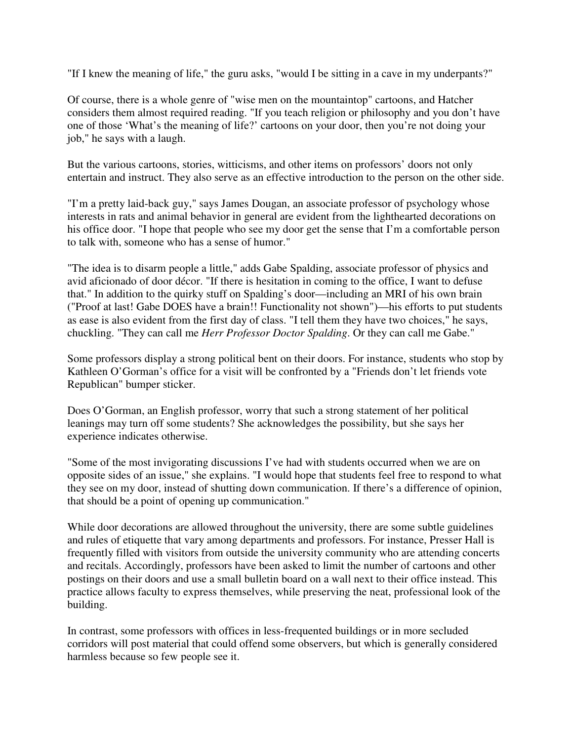"If I knew the meaning of life," the guru asks, "would I be sitting in a cave in my underpants?"

Of course, there is a whole genre of "wise men on the mountaintop" cartoons, and Hatcher considers them almost required reading. "If you teach religion or philosophy and you don't have one of those 'What's the meaning of life?' cartoons on your door, then you're not doing your job," he says with a laugh.

But the various cartoons, stories, witticisms, and other items on professors' doors not only entertain and instruct. They also serve as an effective introduction to the person on the other side.

"I'm a pretty laid-back guy," says James Dougan, an associate professor of psychology whose interests in rats and animal behavior in general are evident from the lighthearted decorations on his office door. "I hope that people who see my door get the sense that I'm a comfortable person to talk with, someone who has a sense of humor."

"The idea is to disarm people a little," adds Gabe Spalding, associate professor of physics and avid aficionado of door décor. "If there is hesitation in coming to the office, I want to defuse that." In addition to the quirky stuff on Spalding's door—including an MRI of his own brain ("Proof at last! Gabe DOES have a brain!! Functionality not shown")—his efforts to put students as ease is also evident from the first day of class. "I tell them they have two choices," he says, chuckling. "They can call me *Herr Professor Doctor Spalding*. Or they can call me Gabe."

Some professors display a strong political bent on their doors. For instance, students who stop by Kathleen O'Gorman's office for a visit will be confronted by a "Friends don't let friends vote Republican" bumper sticker.

Does O'Gorman, an English professor, worry that such a strong statement of her political leanings may turn off some students? She acknowledges the possibility, but she says her experience indicates otherwise.

"Some of the most invigorating discussions I've had with students occurred when we are on opposite sides of an issue," she explains. "I would hope that students feel free to respond to what they see on my door, instead of shutting down communication. If there's a difference of opinion, that should be a point of opening up communication."

While door decorations are allowed throughout the university, there are some subtle guidelines and rules of etiquette that vary among departments and professors. For instance, Presser Hall is frequently filled with visitors from outside the university community who are attending concerts and recitals. Accordingly, professors have been asked to limit the number of cartoons and other postings on their doors and use a small bulletin board on a wall next to their office instead. This practice allows faculty to express themselves, while preserving the neat, professional look of the building.

In contrast, some professors with offices in less-frequented buildings or in more secluded corridors will post material that could offend some observers, but which is generally considered harmless because so few people see it.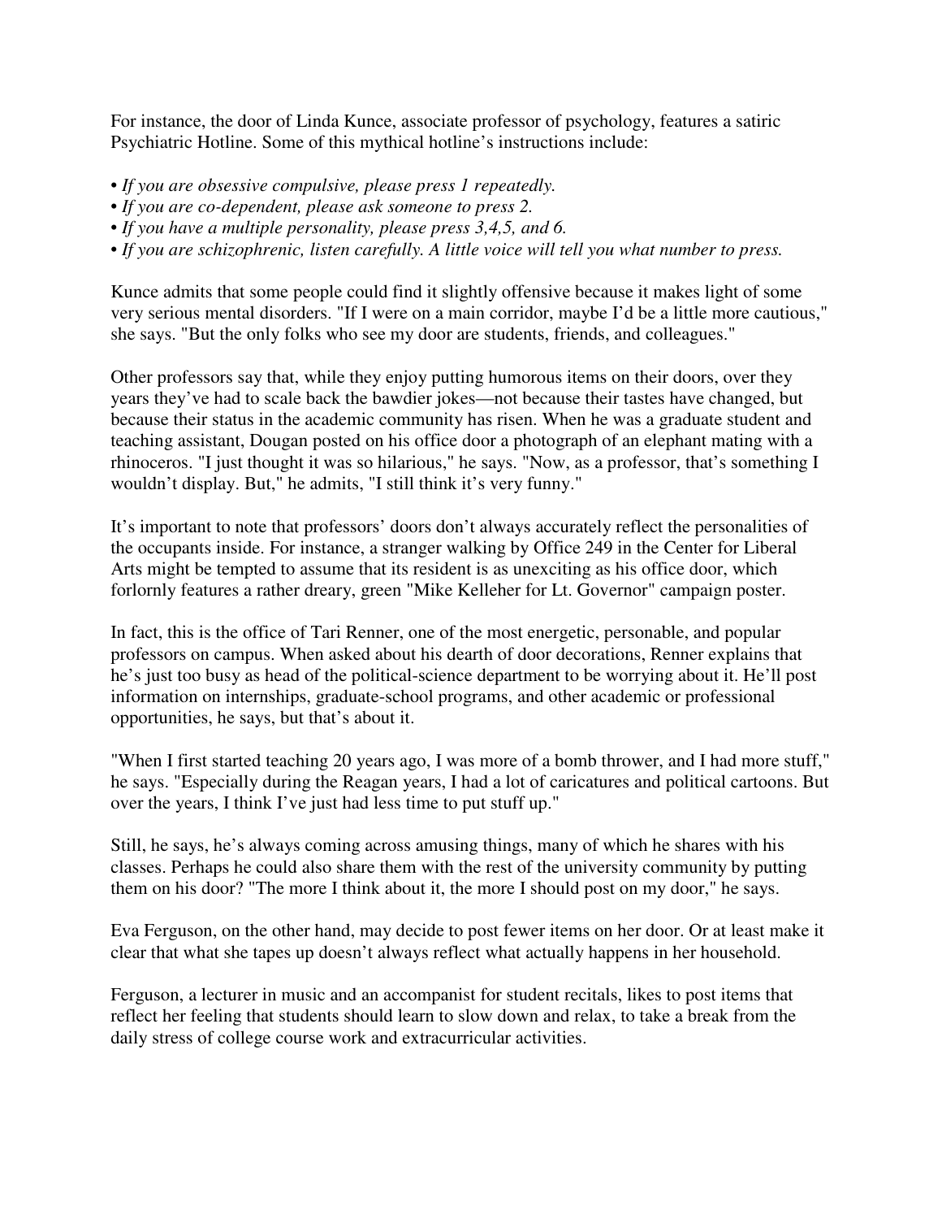For instance, the door of Linda Kunce, associate professor of psychology, features a satiric Psychiatric Hotline. Some of this mythical hotline's instructions include:

- *If you are obsessive compulsive, please press 1 repeatedly.*
- *If you are co-dependent, please ask someone to press 2.*
- *If you have a multiple personality, please press 3,4,5, and 6.*
- *If you are schizophrenic, listen carefully. A little voice will tell you what number to press.*

Kunce admits that some people could find it slightly offensive because it makes light of some very serious mental disorders. "If I were on a main corridor, maybe I'd be a little more cautious," she says. "But the only folks who see my door are students, friends, and colleagues."

Other professors say that, while they enjoy putting humorous items on their doors, over they years they've had to scale back the bawdier jokes—not because their tastes have changed, but because their status in the academic community has risen. When he was a graduate student and teaching assistant, Dougan posted on his office door a photograph of an elephant mating with a rhinoceros. "I just thought it was so hilarious," he says. "Now, as a professor, that's something I wouldn't display. But," he admits, "I still think it's very funny."

It's important to note that professors' doors don't always accurately reflect the personalities of the occupants inside. For instance, a stranger walking by Office 249 in the Center for Liberal Arts might be tempted to assume that its resident is as unexciting as his office door, which forlornly features a rather dreary, green "Mike Kelleher for Lt. Governor" campaign poster.

In fact, this is the office of Tari Renner, one of the most energetic, personable, and popular professors on campus. When asked about his dearth of door decorations, Renner explains that he's just too busy as head of the political-science department to be worrying about it. He'll post information on internships, graduate-school programs, and other academic or professional opportunities, he says, but that's about it.

"When I first started teaching 20 years ago, I was more of a bomb thrower, and I had more stuff," he says. "Especially during the Reagan years, I had a lot of caricatures and political cartoons. But over the years, I think I've just had less time to put stuff up."

Still, he says, he's always coming across amusing things, many of which he shares with his classes. Perhaps he could also share them with the rest of the university community by putting them on his door? "The more I think about it, the more I should post on my door," he says.

Eva Ferguson, on the other hand, may decide to post fewer items on her door. Or at least make it clear that what she tapes up doesn't always reflect what actually happens in her household.

Ferguson, a lecturer in music and an accompanist for student recitals, likes to post items that reflect her feeling that students should learn to slow down and relax, to take a break from the daily stress of college course work and extracurricular activities.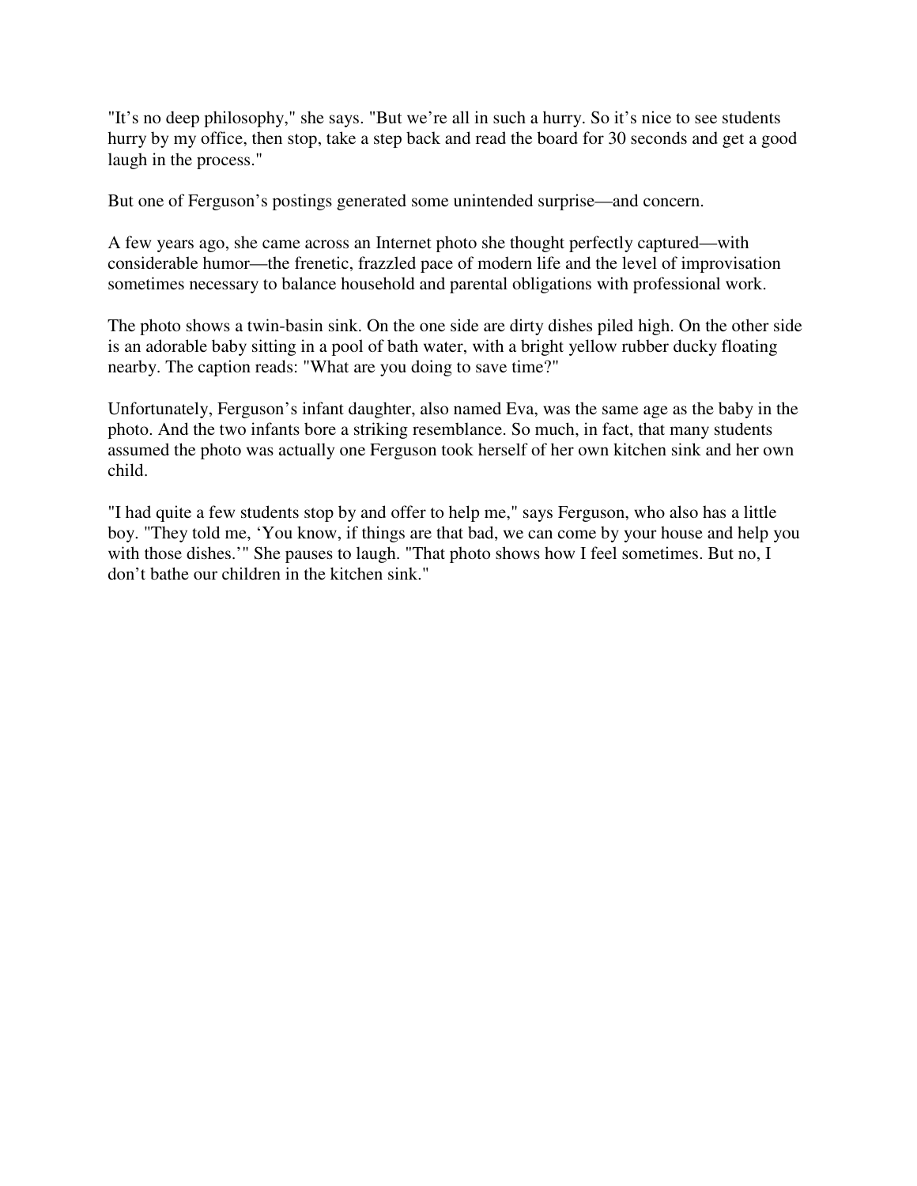"It's no deep philosophy," she says. "But we're all in such a hurry. So it's nice to see students hurry by my office, then stop, take a step back and read the board for 30 seconds and get a good laugh in the process."

But one of Ferguson's postings generated some unintended surprise—and concern.

A few years ago, she came across an Internet photo she thought perfectly captured—with considerable humor—the frenetic, frazzled pace of modern life and the level of improvisation sometimes necessary to balance household and parental obligations with professional work.

The photo shows a twin-basin sink. On the one side are dirty dishes piled high. On the other side is an adorable baby sitting in a pool of bath water, with a bright yellow rubber ducky floating nearby. The caption reads: "What are you doing to save time?"

Unfortunately, Ferguson's infant daughter, also named Eva, was the same age as the baby in the photo. And the two infants bore a striking resemblance. So much, in fact, that many students assumed the photo was actually one Ferguson took herself of her own kitchen sink and her own child.

"I had quite a few students stop by and offer to help me," says Ferguson, who also has a little boy. "They told me, 'You know, if things are that bad, we can come by your house and help you with those dishes.'" She pauses to laugh. "That photo shows how I feel sometimes. But no, I don't bathe our children in the kitchen sink."